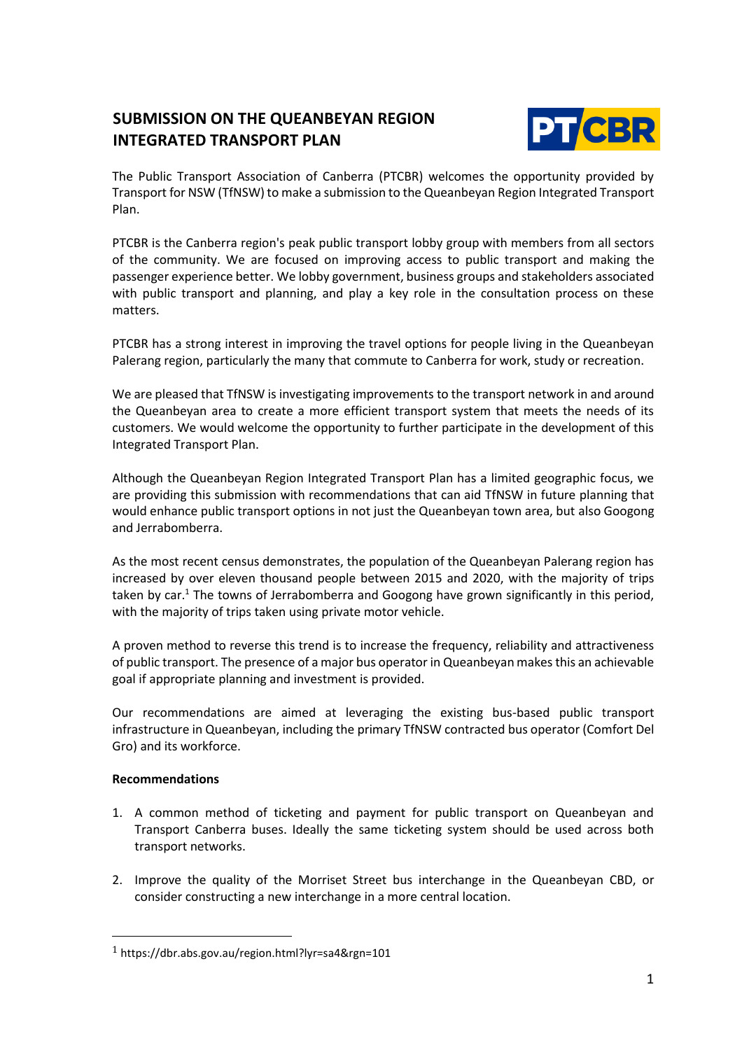# SUBMISSION ON THE QUEANBEYAN REGION INTEGRATED TRANSPORT PLAN

The Public Transport Association of Canberra (PTCBR) welcomes the opportunity provided by Transport for NSW (TfNSW) to make a submission to the Queanbeyan Region Integrated Transport Plan.

PTCBR is the Canberra region's peak public transport lobby group with members from all sectors of the community. We are focused on improving access to public transport and making the passenger experience better. We lobby government, business groups and stakeholders associated with public transport and planning, and play a key role in the consultation process on these matters.

PTCBR has a strong interest in improving the travel options for people living in the Queanbeyan Palerang region, particularly the many that commute to Canberra for work, study or recreation.

We are pleased that TfNSW is investigating improvements to the transport network in and around the Queanbeyan area to create a more efficient transport system that meets the needs of its customers. We would welcome the opportunity to further participate in the development of this Integrated Transport Plan.

Although the Queanbeyan Region Integrated Transport Plan has a limited geographic focus, we are providing this submission with recommendations that can aid TfNSW in future planning that would enhance public transport options in not just the Queanbeyan town area, but also Googong and Jerrabomberra.

As the most recent census demonstrates, the population of the Queanbeyan Palerang region has increased by over eleven thousand people between 2015 and 2020, with the majority of trips taken by car.[1] The towns of Jerrabomberra and Googong have grown significantly in this period, with the majority of trips taken using private motor vehicle.

A proven method to reverse this trend is to increase the frequency, reliability and attractiveness of public transport. The presence of a major bus operator in Queanbeyan makes this an achievable goal if appropriate planning and investment is provided.

Our recommendations are aimed at leveraging the existing bus-based public transport infrastructure in Queanbeyan, including the primary TfNSW contracted bus operator (Comfort Del Gro) and its workforce.

**Recommendations**

1. A common method of ticketing and payment for public transport on Queanbeyan and Transport Canberra buses. Ideally the same ticketing system should be used across both transport networks.

2. Improve the quality of the Morriset Street bus interchange in the Queanbeyan CBD, or consider constructing a new interchange in a more central location.

---

[1] https://dbr.abs.gov.au/region.html?lyr=sa4&rgn=101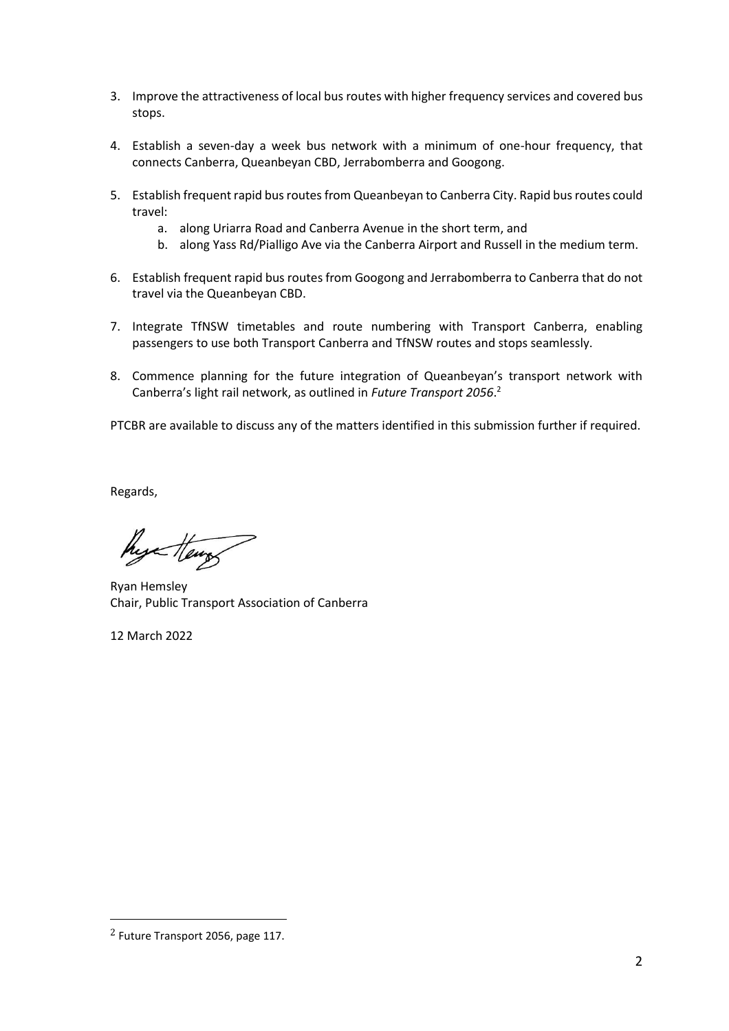3. Improve the attractiveness of local bus routes with higher frequency services and covered bus stops.

4. Establish a seven-day a week bus network with a minimum of one-hour frequency, that connects Canberra, Queanbeyan CBD, Jerrabomberra and Googong.

5. Establish frequent rapid bus routes from Queanbeyan to Canberra City. Rapid bus routes could travel:
    a. along Uriarra Road and Canberra Avenue in the short term, and
    b. along Yass Rd/Pialligo Ave via the Canberra Airport and Russell in the medium term.

6. Establish frequent rapid bus routes from Googong and Jerrabomberra to Canberra that do not travel via the Queanbeyan CBD.

7. Integrate TfNSW timetables and route numbering with Transport Canberra, enabling passengers to use both Transport Canberra and TfNSW routes and stops seamlessly.

8. Commence planning for the future integration of Queanbeyan's transport network with Canberra's light rail network, as outlined in *Future Transport 2056*.[2]

PTCBR are available to discuss any of the matters identified in this submission further if required.

Regards,

Ryan Hemsley
Chair, Public Transport Association of Canberra

12 March 2022

[2] Future Transport 2056, page 117.